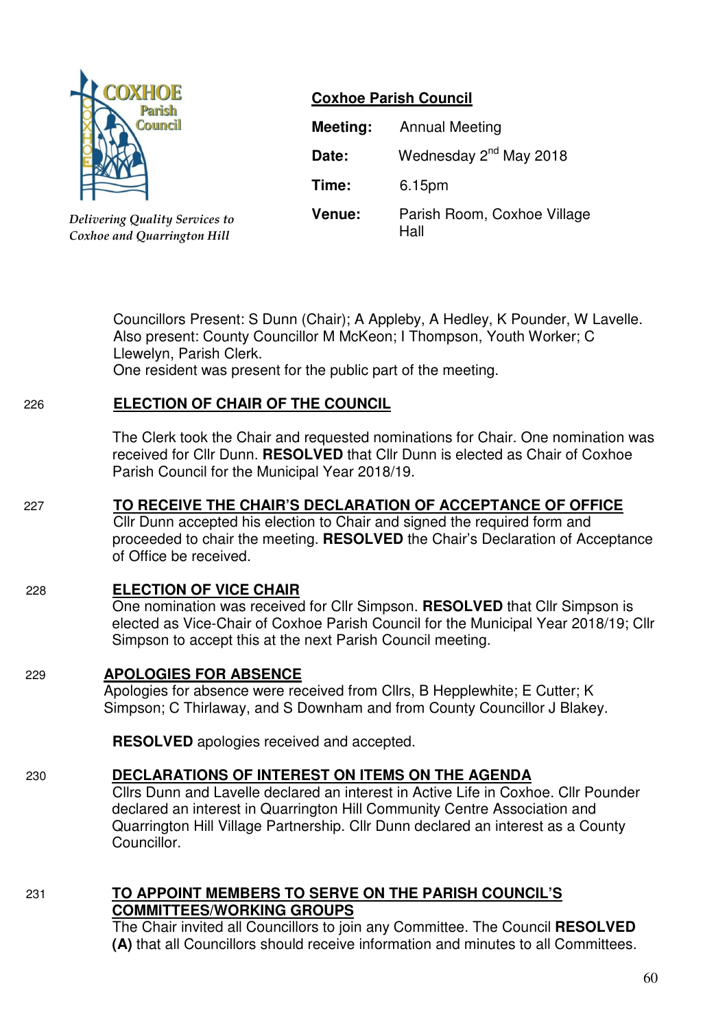COXHOE Parish Council

*Delivering Quality Services to Coxhoe and Quarrington Hill*

## Coxhoe Parish Council

**Meeting:** Annual Meeting

**Date:** Wednesday 2nd May 2018

**Time:** 6.15pm

**Venue:** Parish Room, Coxhoe Village Hall

Councillors Present: S Dunn (Chair); A Appleby, A Hedley, K Pounder, W Lavelle.
Also present: County Councillor M McKeon; I Thompson, Youth Worker; C Llewelyn, Parish Clerk.
One resident was present for the public part of the meeting.

226 **ELECTION OF CHAIR OF THE COUNCIL**

The Clerk took the Chair and requested nominations for Chair. One nomination was received for Cllr Dunn. **RESOLVED** that Cllr Dunn is elected as Chair of Coxhoe Parish Council for the Municipal Year 2018/19.

227 **TO RECEIVE THE CHAIR'S DECLARATION OF ACCEPTANCE OF OFFICE**

Cllr Dunn accepted his election to Chair and signed the required form and proceeded to chair the meeting. **RESOLVED** the Chair's Declaration of Acceptance of Office be received.

228 **ELECTION OF VICE CHAIR**

One nomination was received for Cllr Simpson. **RESOLVED** that Cllr Simpson is elected as Vice-Chair of Coxhoe Parish Council for the Municipal Year 2018/19; Cllr Simpson to accept this at the next Parish Council meeting.

229 **APOLOGIES FOR ABSENCE**

Apologies for absence were received from Cllrs, B Hepplewhite; E Cutter; K Simpson; C Thirlaway, and S Downham and from County Councillor J Blakey.

**RESOLVED** apologies received and accepted.

230 **DECLARATIONS OF INTEREST ON ITEMS ON THE AGENDA**

Cllrs Dunn and Lavelle declared an interest in Active Life in Coxhoe. Cllr Pounder declared an interest in Quarrington Hill Community Centre Association and Quarrington Hill Village Partnership. Cllr Dunn declared an interest as a County Councillor.

231 **TO APPOINT MEMBERS TO SERVE ON THE PARISH COUNCIL'S COMMITTEES/WORKING GROUPS**

The Chair invited all Councillors to join any Committee. The Council **RESOLVED (A)** that all Councillors should receive information and minutes to all Committees.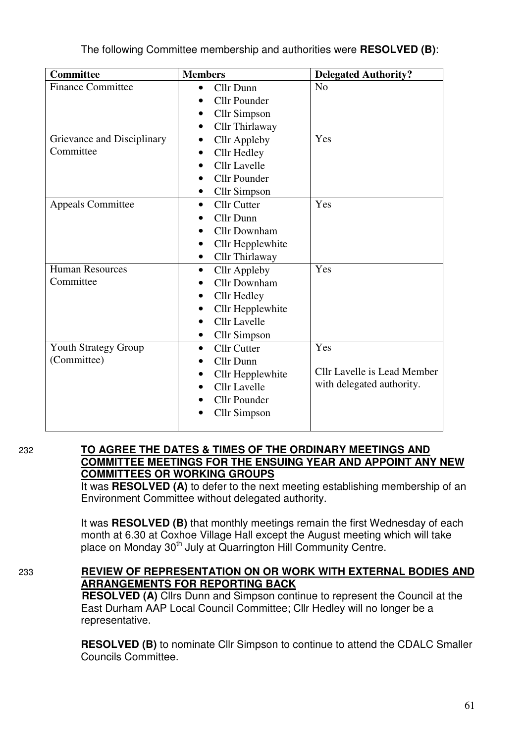The following Committee membership and authorities were **RESOLVED (B)**:

| Committee | Members | Delegated Authority? |
|---|---|---|
| Finance Committee | • Cllr Dunn<br>• Cllr Pounder<br>• Cllr Simpson<br>• Cllr Thirlaway | No |
| Grievance and Disciplinary Committee | • Cllr Appleby<br>• Cllr Hedley<br>• Cllr Lavelle<br>• Cllr Pounder<br>• Cllr Simpson | Yes |
| Appeals Committee | • Cllr Cutter<br>• Cllr Dunn<br>• Cllr Downham<br>• Cllr Hepplewhite<br>• Cllr Thirlaway | Yes |
| Human Resources Committee | • Cllr Appleby<br>• Cllr Downham<br>• Cllr Hedley<br>• Cllr Hepplewhite<br>• Cllr Lavelle<br>• Cllr Simpson | Yes |
| Youth Strategy Group (Committee) | • Cllr Cutter<br>• Cllr Dunn<br>• Cllr Hepplewhite<br>• Cllr Lavelle<br>• Cllr Pounder<br>• Cllr Simpson | Yes<br><br>Cllr Lavelle is Lead Member with delegated authority. |

232 **TO AGREE THE DATES & TIMES OF THE ORDINARY MEETINGS AND COMMITTEE MEETINGS FOR THE ENSUING YEAR AND APPOINT ANY NEW COMMITTEES OR WORKING GROUPS**

It was **RESOLVED (A)** to defer to the next meeting establishing membership of an Environment Committee without delegated authority.

It was **RESOLVED (B)** that monthly meetings remain the first Wednesday of each month at 6.30 at Coxhoe Village Hall except the August meeting which will take place on Monday 30th July at Quarrington Hill Community Centre.

233 **REVIEW OF REPRESENTATION ON OR WORK WITH EXTERNAL BODIES AND ARRANGEMENTS FOR REPORTING BACK**

**RESOLVED (A)** Cllrs Dunn and Simpson continue to represent the Council at the East Durham AAP Local Council Committee; Cllr Hedley will no longer be a representative.

**RESOLVED (B)** to nominate Cllr Simpson to continue to attend the CDALC Smaller Councils Committee.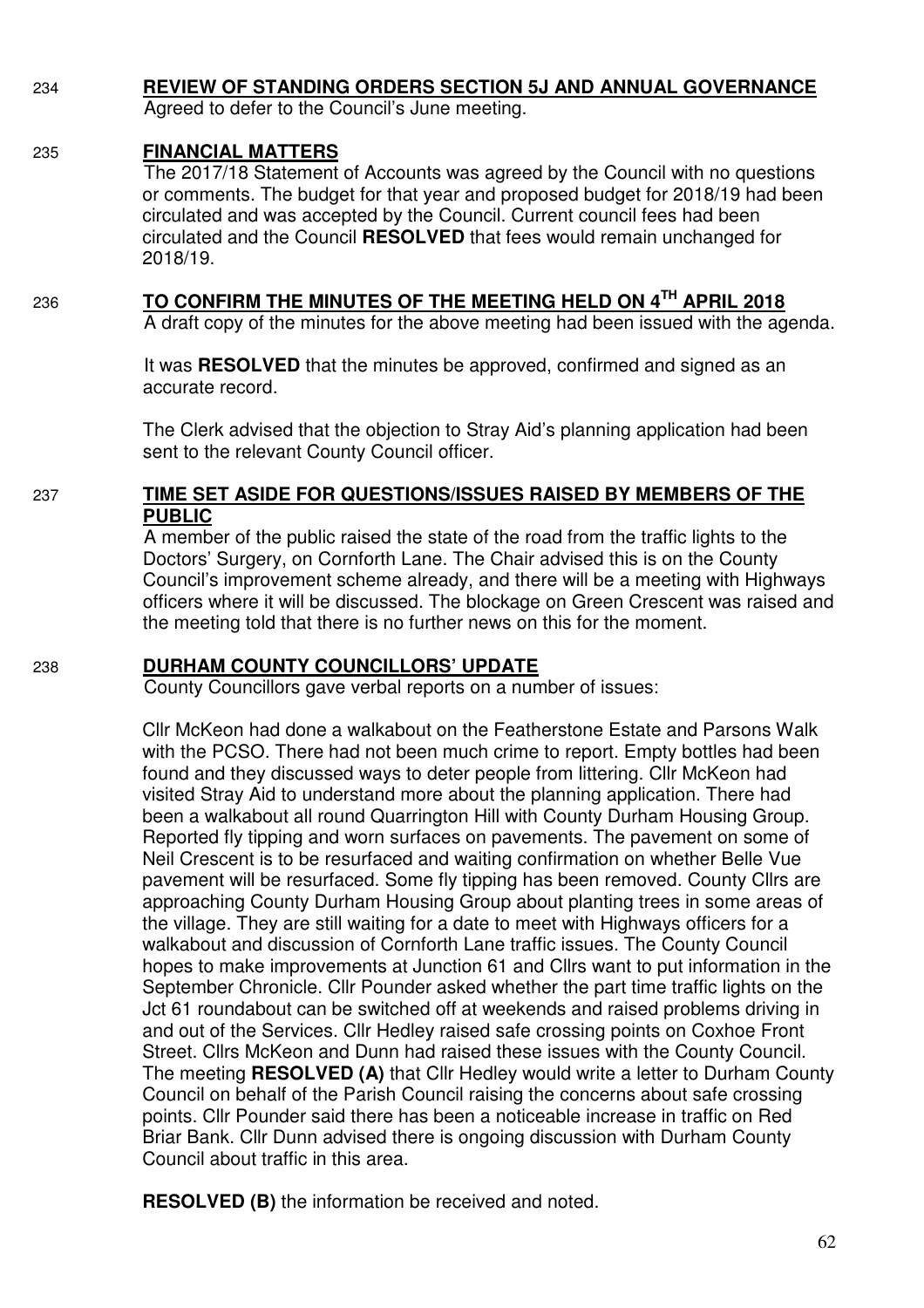## 234 REVIEW OF STANDING ORDERS SECTION 5J AND ANNUAL GOVERNANCE

Agreed to defer to the Council's June meeting.

## 235 FINANCIAL MATTERS

The 2017/18 Statement of Accounts was agreed by the Council with no questions or comments. The budget for that year and proposed budget for 2018/19 had been circulated and was accepted by the Council. Current council fees had been circulated and the Council **RESOLVED** that fees would remain unchanged for 2018/19.

## 236 TO CONFIRM THE MINUTES OF THE MEETING HELD ON 4TH APRIL 2018

A draft copy of the minutes for the above meeting had been issued with the agenda.

It was **RESOLVED** that the minutes be approved, confirmed and signed as an accurate record.

The Clerk advised that the objection to Stray Aid's planning application had been sent to the relevant County Council officer.

## 237 TIME SET ASIDE FOR QUESTIONS/ISSUES RAISED BY MEMBERS OF THE PUBLIC

A member of the public raised the state of the road from the traffic lights to the Doctors' Surgery, on Cornforth Lane. The Chair advised this is on the County Council's improvement scheme already, and there will be a meeting with Highways officers where it will be discussed. The blockage on Green Crescent was raised and the meeting told that there is no further news on this for the moment.

## 238 DURHAM COUNTY COUNCILLORS' UPDATE

County Councillors gave verbal reports on a number of issues:

Cllr McKeon had done a walkabout on the Featherstone Estate and Parsons Walk with the PCSO. There had not been much crime to report. Empty bottles had been found and they discussed ways to deter people from littering. Cllr McKeon had visited Stray Aid to understand more about the planning application. There had been a walkabout all round Quarrington Hill with County Durham Housing Group. Reported fly tipping and worn surfaces on pavements. The pavement on some of Neil Crescent is to be resurfaced and waiting confirmation on whether Belle Vue pavement will be resurfaced. Some fly tipping has been removed. County Cllrs are approaching County Durham Housing Group about planting trees in some areas of the village. They are still waiting for a date to meet with Highways officers for a walkabout and discussion of Cornforth Lane traffic issues. The County Council hopes to make improvements at Junction 61 and Cllrs want to put information in the September Chronicle. Cllr Pounder asked whether the part time traffic lights on the Jct 61 roundabout can be switched off at weekends and raised problems driving in and out of the Services. Cllr Hedley raised safe crossing points on Coxhoe Front Street. Cllrs McKeon and Dunn had raised these issues with the County Council. The meeting **RESOLVED (A)** that Cllr Hedley would write a letter to Durham County Council on behalf of the Parish Council raising the concerns about safe crossing points. Cllr Pounder said there has been a noticeable increase in traffic on Red Briar Bank. Cllr Dunn advised there is ongoing discussion with Durham County Council about traffic in this area.

**RESOLVED (B)** the information be received and noted.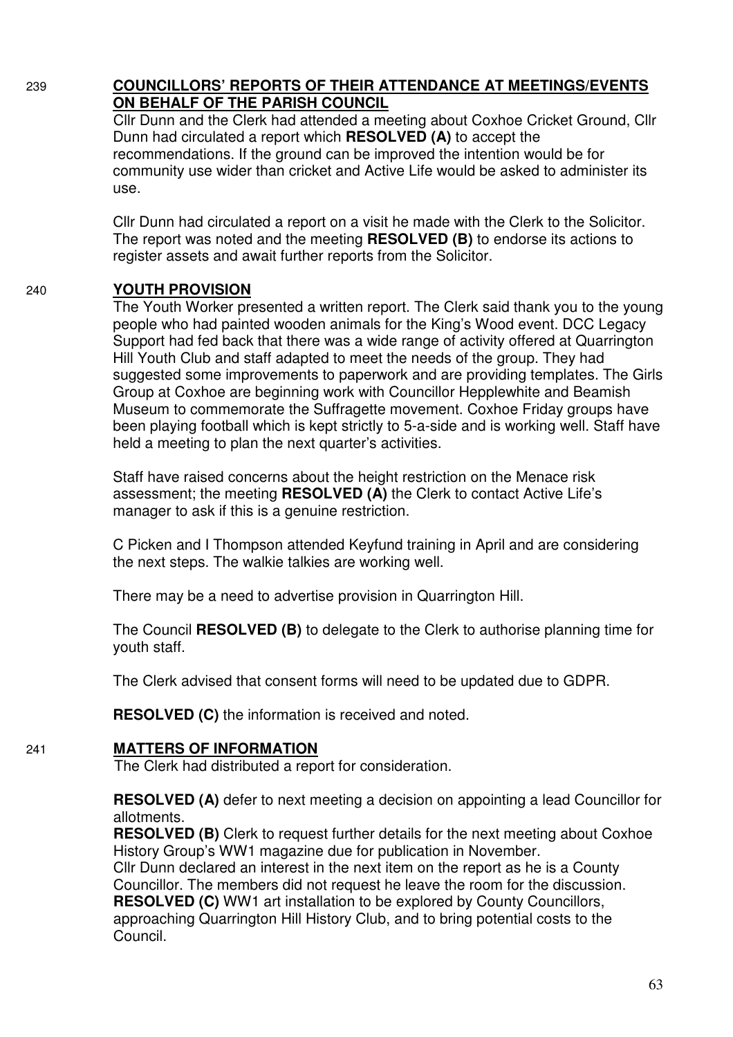239 **COUNCILLORS' REPORTS OF THEIR ATTENDANCE AT MEETINGS/EVENTS ON BEHALF OF THE PARISH COUNCIL**

Cllr Dunn and the Clerk had attended a meeting about Coxhoe Cricket Ground, Cllr Dunn had circulated a report which **RESOLVED (A)** to accept the recommendations. If the ground can be improved the intention would be for community use wider than cricket and Active Life would be asked to administer its use.

Cllr Dunn had circulated a report on a visit he made with the Clerk to the Solicitor. The report was noted and the meeting **RESOLVED (B)** to endorse its actions to register assets and await further reports from the Solicitor.

240 **YOUTH PROVISION**

The Youth Worker presented a written report. The Clerk said thank you to the young people who had painted wooden animals for the King's Wood event. DCC Legacy Support had fed back that there was a wide range of activity offered at Quarrington Hill Youth Club and staff adapted to meet the needs of the group. They had suggested some improvements to paperwork and are providing templates. The Girls Group at Coxhoe are beginning work with Councillor Hepplewhite and Beamish Museum to commemorate the Suffragette movement. Coxhoe Friday groups have been playing football which is kept strictly to 5-a-side and is working well. Staff have held a meeting to plan the next quarter's activities.

Staff have raised concerns about the height restriction on the Menace risk assessment; the meeting **RESOLVED (A)** the Clerk to contact Active Life's manager to ask if this is a genuine restriction.

C Picken and I Thompson attended Keyfund training in April and are considering the next steps. The walkie talkies are working well.

There may be a need to advertise provision in Quarrington Hill.

The Council **RESOLVED (B)** to delegate to the Clerk to authorise planning time for youth staff.

The Clerk advised that consent forms will need to be updated due to GDPR.

**RESOLVED (C)** the information is received and noted.

241 **MATTERS OF INFORMATION**

The Clerk had distributed a report for consideration.

**RESOLVED (A)** defer to next meeting a decision on appointing a lead Councillor for allotments.
**RESOLVED (B)** Clerk to request further details for the next meeting about Coxhoe History Group's WW1 magazine due for publication in November.
Cllr Dunn declared an interest in the next item on the report as he is a County Councillor. The members did not request he leave the room for the discussion.
**RESOLVED (C)** WW1 art installation to be explored by County Councillors, approaching Quarrington Hill History Club, and to bring potential costs to the Council.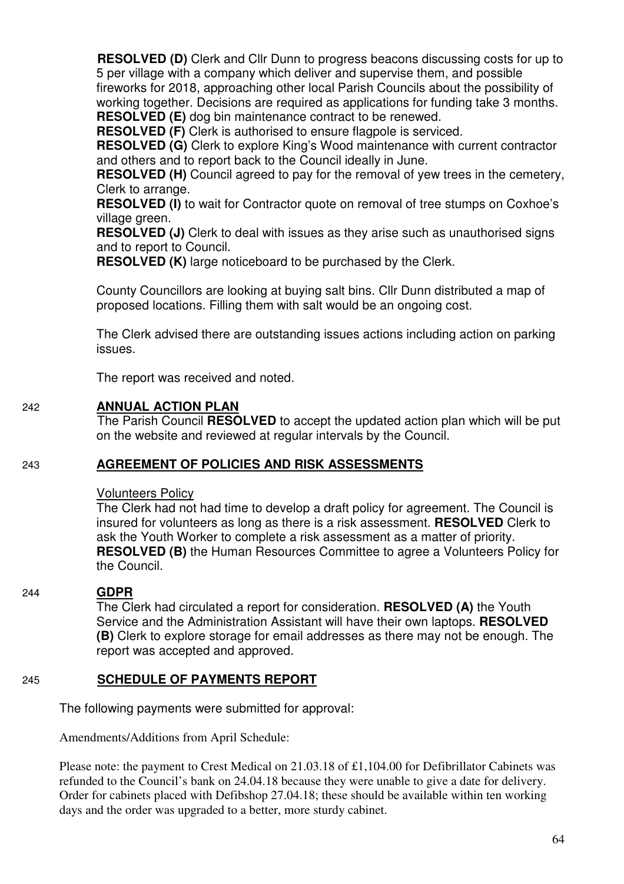**RESOLVED (D)** Clerk and Cllr Dunn to progress beacons discussing costs for up to 5 per village with a company which deliver and supervise them, and possible fireworks for 2018, approaching other local Parish Councils about the possibility of working together. Decisions are required as applications for funding take 3 months.
**RESOLVED (E)** dog bin maintenance contract to be renewed.
**RESOLVED (F)** Clerk is authorised to ensure flagpole is serviced.
**RESOLVED (G)** Clerk to explore King's Wood maintenance with current contractor and others and to report back to the Council ideally in June.
**RESOLVED (H)** Council agreed to pay for the removal of yew trees in the cemetery, Clerk to arrange.
**RESOLVED (I)** to wait for Contractor quote on removal of tree stumps on Coxhoe's village green.
**RESOLVED (J)** Clerk to deal with issues as they arise such as unauthorised signs and to report to Council.
**RESOLVED (K)** large noticeboard to be purchased by the Clerk.

County Councillors are looking at buying salt bins. Cllr Dunn distributed a map of proposed locations. Filling them with salt would be an ongoing cost.

The Clerk advised there are outstanding issues actions including action on parking issues.

The report was received and noted.

## 242 ANNUAL ACTION PLAN

The Parish Council **RESOLVED** to accept the updated action plan which will be put on the website and reviewed at regular intervals by the Council.

## 243 AGREEMENT OF POLICIES AND RISK ASSESSMENTS

Volunteers Policy

The Clerk had not had time to develop a draft policy for agreement. The Council is insured for volunteers as long as there is a risk assessment. **RESOLVED** Clerk to ask the Youth Worker to complete a risk assessment as a matter of priority. **RESOLVED (B)** the Human Resources Committee to agree a Volunteers Policy for the Council.

## 244 GDPR

The Clerk had circulated a report for consideration. **RESOLVED (A)** the Youth Service and the Administration Assistant will have their own laptops. **RESOLVED (B)** Clerk to explore storage for email addresses as there may not be enough. The report was accepted and approved.

## 245 SCHEDULE OF PAYMENTS REPORT

The following payments were submitted for approval:

Amendments/Additions from April Schedule:

Please note: the payment to Crest Medical on 21.03.18 of £1,104.00 for Defibrillator Cabinets was refunded to the Council's bank on 24.04.18 because they were unable to give a date for delivery. Order for cabinets placed with Defibshop 27.04.18; these should be available within ten working days and the order was upgraded to a better, more sturdy cabinet.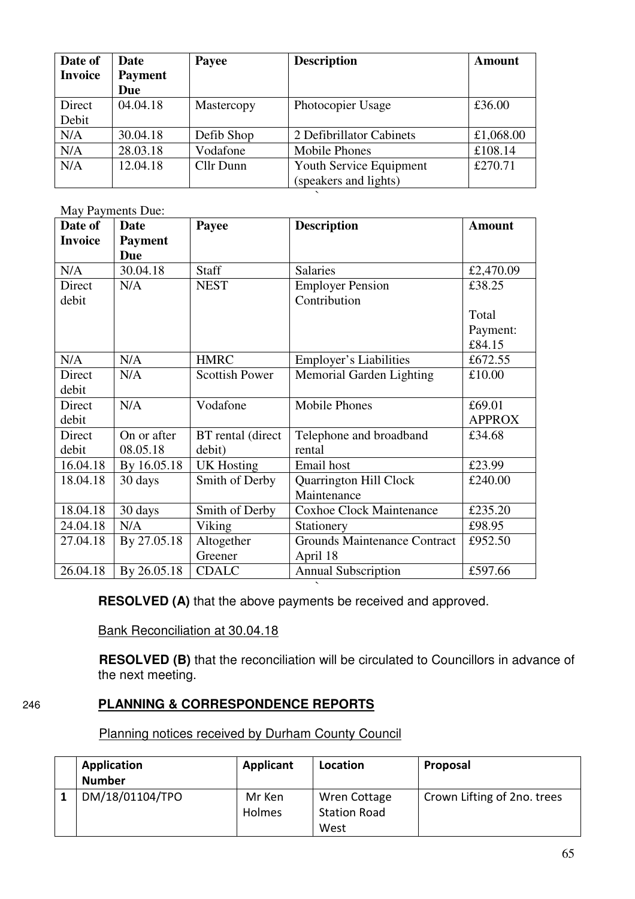| Date of Invoice | Date Payment Due | Payee | Description | Amount |
|---|---|---|---|---|
| Direct Debit | 04.04.18 | Mastercopy | Photocopier Usage | £36.00 |
| N/A | 30.04.18 | Defib Shop | 2 Defibrillator Cabinets | £1,068.00 |
| N/A | 28.03.18 | Vodafone | Mobile Phones | £108.14 |
| N/A | 12.04.18 | Cllr Dunn | Youth Service Equipment (speakers and lights) | £270.71 |

May Payments Due:

| Date of Invoice | Date Payment Due | Payee | Description | Amount |
|---|---|---|---|---|
| N/A | 30.04.18 | Staff | Salaries | £2,470.09 |
| Direct debit | N/A | NEST | Employer Pension Contribution | £38.25<br><br>Total Payment: £84.15 |
| N/A | N/A | HMRC | Employer's Liabilities | £672.55 |
| Direct debit | N/A | Scottish Power | Memorial Garden Lighting | £10.00 |
| Direct debit | N/A | Vodafone | Mobile Phones | £69.01 APPROX |
| Direct debit | On or after 08.05.18 | BT rental (direct debit) | Telephone and broadband rental | £34.68 |
| 16.04.18 | By 16.05.18 | UK Hosting | Email host | £23.99 |
| 18.04.18 | 30 days | Smith of Derby | Quarrington Hill Clock Maintenance | £240.00 |
| 18.04.18 | 30 days | Smith of Derby | Coxhoe Clock Maintenance | £235.20 |
| 24.04.18 | N/A | Viking | Stationery | £98.95 |
| 27.04.18 | By 27.05.18 | Altogether Greener | Grounds Maintenance Contract April 18 | £952.50 |
| 26.04.18 | By 26.05.18 | CDALC | Annual Subscription | £597.66 |

**RESOLVED (A)** that the above payments be received and approved.

Bank Reconciliation at 30.04.18

**RESOLVED (B)** that the reconciliation will be circulated to Councillors in advance of the next meeting.

246 **PLANNING & CORRESPONDENCE REPORTS**

Planning notices received by Durham County Council

| | Application Number | Applicant | Location | Proposal |
|---|---|---|---|---|
| 1 | DM/18/01104/TPO | Mr Ken Holmes | Wren Cottage Station Road West | Crown Lifting of 2no. trees |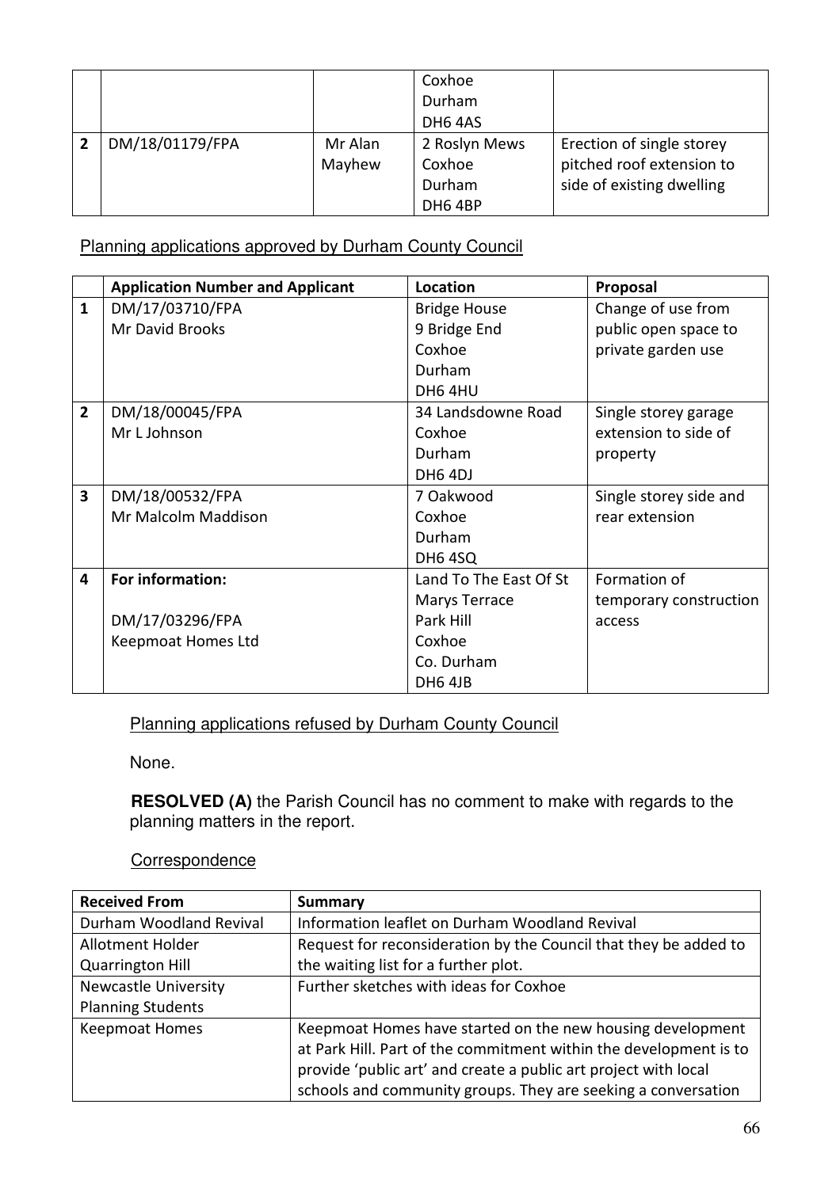| | | | | |
|---|---|---|---|---|
| | | | Coxhoe<br>Durham<br>DH6 4AS | |
| **2** | DM/18/01179/FPA | Mr Alan Mayhew | 2 Roslyn Mews<br>Coxhoe<br>Durham<br>DH6 4BP | Erection of single storey pitched roof extension to side of existing dwelling |

Planning applications approved by Durham County Council

| | **Application Number and Applicant** | **Location** | **Proposal** |
|---|---|---|---|
| **1** | DM/17/03710/FPA<br>Mr David Brooks | Bridge House<br>9 Bridge End<br>Coxhoe<br>Durham<br>DH6 4HU | Change of use from public open space to private garden use |
| **2** | DM/18/00045/FPA<br>Mr L Johnson | 34 Landsdowne Road<br>Coxhoe<br>Durham<br>DH6 4DJ | Single storey garage extension to side of property |
| **3** | DM/18/00532/FPA<br>Mr Malcolm Maddison | 7 Oakwood<br>Coxhoe<br>Durham<br>DH6 4SQ | Single storey side and rear extension |
| **4** | **For information:**<br><br>DM/17/03296/FPA<br>Keepmoat Homes Ltd | Land To The East Of St Marys Terrace<br>Park Hill<br>Coxhoe<br>Co. Durham<br>DH6 4JB | Formation of temporary construction access |

Planning applications refused by Durham County Council

None.

**RESOLVED (A)** the Parish Council has no comment to make with regards to the planning matters in the report.

Correspondence

| **Received From** | **Summary** |
|---|---|
| Durham Woodland Revival | Information leaflet on Durham Woodland Revival |
| Allotment Holder Quarrington Hill | Request for reconsideration by the Council that they be added to the waiting list for a further plot. |
| Newcastle University Planning Students | Further sketches with ideas for Coxhoe |
| Keepmoat Homes | Keepmoat Homes have started on the new housing development at Park Hill. Part of the commitment within the development is to provide 'public art' and create a public art project with local schools and community groups. They are seeking a conversation |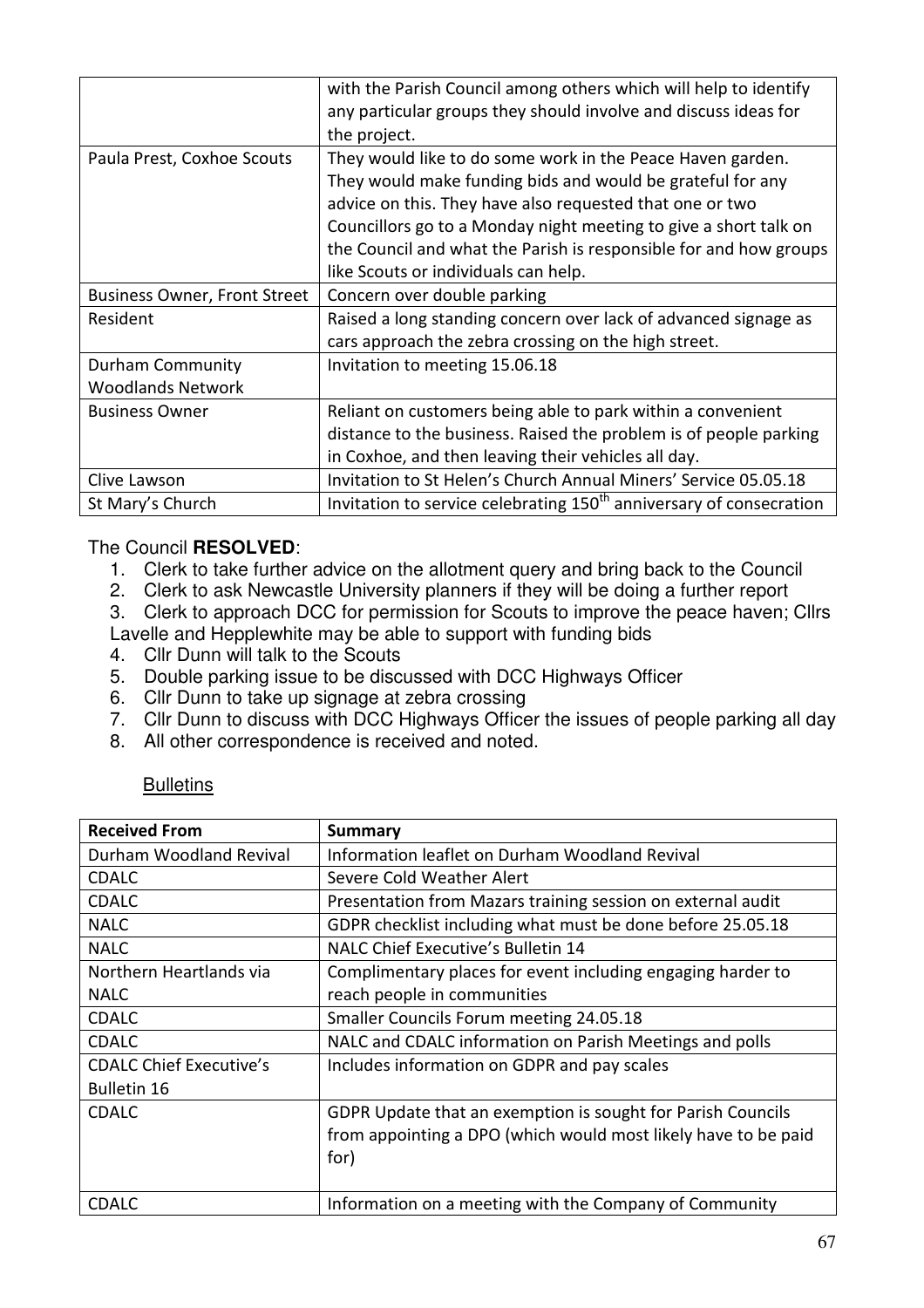| | |
|---|---|
| | with the Parish Council among others which will help to identify any particular groups they should involve and discuss ideas for the project. |
| Paula Prest, Coxhoe Scouts | They would like to do some work in the Peace Haven garden. They would make funding bids and would be grateful for any advice on this. They have also requested that one or two Councillors go to a Monday night meeting to give a short talk on the Council and what the Parish is responsible for and how groups like Scouts or individuals can help. |
| Business Owner, Front Street | Concern over double parking |
| Resident | Raised a long standing concern over lack of advanced signage as cars approach the zebra crossing on the high street. |
| Durham Community Woodlands Network | Invitation to meeting 15.06.18 |
| Business Owner | Reliant on customers being able to park within a convenient distance to the business. Raised the problem is of people parking in Coxhoe, and then leaving their vehicles all day. |
| Clive Lawson | Invitation to St Helen's Church Annual Miners' Service 05.05.18 |
| St Mary's Church | Invitation to service celebrating 150th anniversary of consecration |

The Council **RESOLVED**:

1. Clerk to take further advice on the allotment query and bring back to the Council
2. Clerk to ask Newcastle University planners if they will be doing a further report
3. Clerk to approach DCC for permission for Scouts to improve the peace haven; Cllrs Lavelle and Hepplewhite may be able to support with funding bids
4. Cllr Dunn will talk to the Scouts
5. Double parking issue to be discussed with DCC Highways Officer
6. Cllr Dunn to take up signage at zebra crossing
7. Cllr Dunn to discuss with DCC Highways Officer the issues of people parking all day
8. All other correspondence is received and noted.

Bulletins

| Received From | Summary |
|---|---|
| Durham Woodland Revival | Information leaflet on Durham Woodland Revival |
| CDALC | Severe Cold Weather Alert |
| CDALC | Presentation from Mazars training session on external audit |
| NALC | GDPR checklist including what must be done before 25.05.18 |
| NALC | NALC Chief Executive's Bulletin 14 |
| Northern Heartlands via NALC | Complimentary places for event including engaging harder to reach people in communities |
| CDALC | Smaller Councils Forum meeting 24.05.18 |
| CDALC | NALC and CDALC information on Parish Meetings and polls |
| CDALC Chief Executive's Bulletin 16 | Includes information on GDPR and pay scales |
| CDALC | GDPR Update that an exemption is sought for Parish Councils from appointing a DPO (which would most likely have to be paid for) |
| CDALC | Information on a meeting with the Company of Community |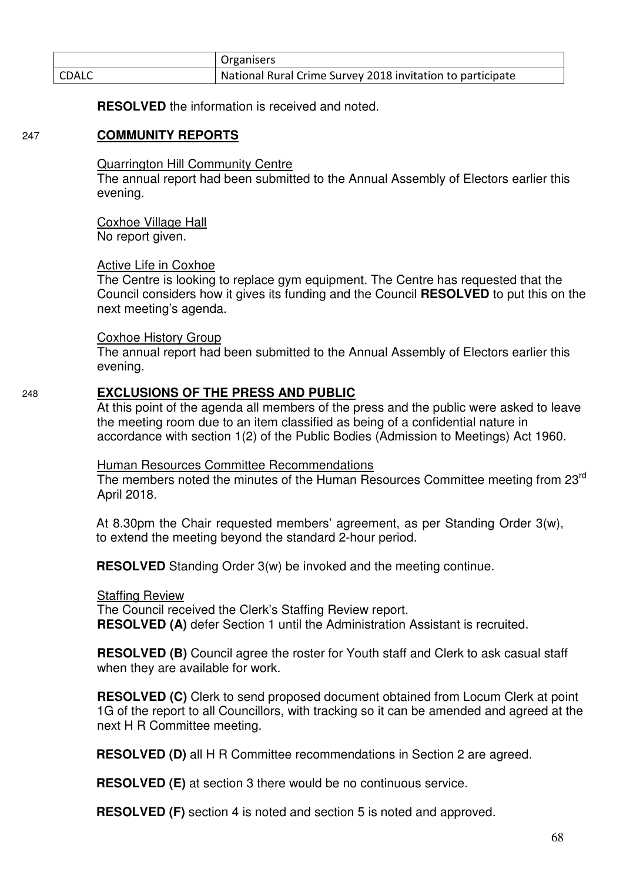|  | Organisers |
| --- | --- |
| CDALC | National Rural Crime Survey 2018 invitation to participate |

**RESOLVED** the information is received and noted.

247 **COMMUNITY REPORTS**

Quarrington Hill Community Centre
The annual report had been submitted to the Annual Assembly of Electors earlier this evening.

Coxhoe Village Hall
No report given.

Active Life in Coxhoe
The Centre is looking to replace gym equipment. The Centre has requested that the Council considers how it gives its funding and the Council **RESOLVED** to put this on the next meeting's agenda.

Coxhoe History Group
The annual report had been submitted to the Annual Assembly of Electors earlier this evening.

248 **EXCLUSIONS OF THE PRESS AND PUBLIC**

At this point of the agenda all members of the press and the public were asked to leave the meeting room due to an item classified as being of a confidential nature in accordance with section 1(2) of the Public Bodies (Admission to Meetings) Act 1960.

Human Resources Committee Recommendations
The members noted the minutes of the Human Resources Committee meeting from 23rd April 2018.

At 8.30pm the Chair requested members' agreement, as per Standing Order 3(w), to extend the meeting beyond the standard 2-hour period.

**RESOLVED** Standing Order 3(w) be invoked and the meeting continue.

Staffing Review
The Council received the Clerk's Staffing Review report.
**RESOLVED (A)** defer Section 1 until the Administration Assistant is recruited.

**RESOLVED (B)** Council agree the roster for Youth staff and Clerk to ask casual staff when they are available for work.

**RESOLVED (C)** Clerk to send proposed document obtained from Locum Clerk at point 1G of the report to all Councillors, with tracking so it can be amended and agreed at the next H R Committee meeting.

**RESOLVED (D)** all H R Committee recommendations in Section 2 are agreed.

**RESOLVED (E)** at section 3 there would be no continuous service.

**RESOLVED (F)** section 4 is noted and section 5 is noted and approved.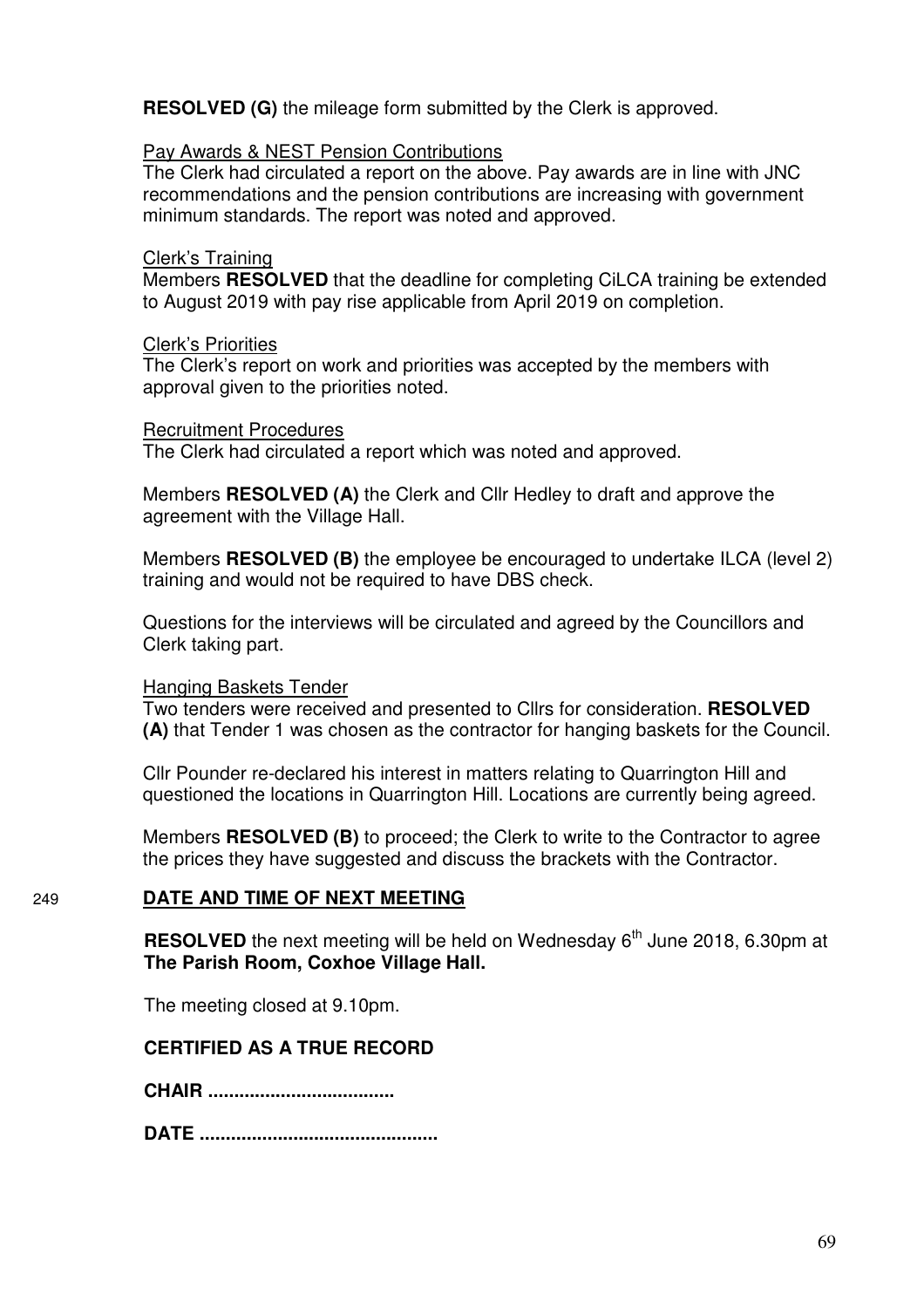**RESOLVED (G)** the mileage form submitted by the Clerk is approved.

Pay Awards & NEST Pension Contributions
The Clerk had circulated a report on the above. Pay awards are in line with JNC recommendations and the pension contributions are increasing with government minimum standards. The report was noted and approved.

Clerk's Training
Members **RESOLVED** that the deadline for completing CiLCA training be extended to August 2019 with pay rise applicable from April 2019 on completion.

Clerk's Priorities
The Clerk's report on work and priorities was accepted by the members with approval given to the priorities noted.

Recruitment Procedures
The Clerk had circulated a report which was noted and approved.

Members **RESOLVED (A)** the Clerk and Cllr Hedley to draft and approve the agreement with the Village Hall.

Members **RESOLVED (B)** the employee be encouraged to undertake ILCA (level 2) training and would not be required to have DBS check.

Questions for the interviews will be circulated and agreed by the Councillors and Clerk taking part.

Hanging Baskets Tender
Two tenders were received and presented to Cllrs for consideration. **RESOLVED (A)** that Tender 1 was chosen as the contractor for hanging baskets for the Council.

Cllr Pounder re-declared his interest in matters relating to Quarrington Hill and questioned the locations in Quarrington Hill. Locations are currently being agreed.

Members **RESOLVED (B)** to proceed; the Clerk to write to the Contractor to agree the prices they have suggested and discuss the brackets with the Contractor.

249 **DATE AND TIME OF NEXT MEETING**

**RESOLVED** the next meeting will be held on Wednesday 6th June 2018, 6.30pm at **The Parish Room, Coxhoe Village Hall.**

The meeting closed at 9.10pm.

**CERTIFIED AS A TRUE RECORD**

**CHAIR ....................................**

**DATE ..............................................**